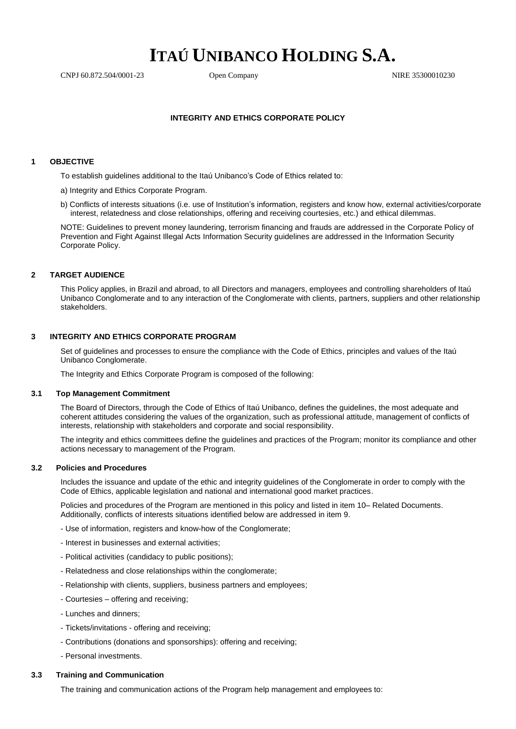# ITAÚ UNIBANCO HOLDING S.A.

CNPJ 60.872.504/0001-23 Open Company NIRE 35300010230

**INTEGRITY AND ETHICS CORPORATE POLICY**

## 1 OBJECTIVE

To establish guidelines additional to the Itaú Unibanco's Code of Ethics related to:

a) Integrity and Ethics Corporate Program.

b) Conflicts of interests situations (i.e. use of Institution's information, registers and know how, external activities/corporate interest, relatedness and close relationships, offering and receiving courtesies, etc.) and ethical dilemmas.

NOTE: Guidelines to prevent money laundering, terrorism financing and frauds are addressed in the Corporate Policy of Prevention and Fight Against Illegal Acts Information Security guidelines are addressed in the Information Security Corporate Policy.

## 2 TARGET AUDIENCE

This Policy applies, in Brazil and abroad, to all Directors and managers, employees and controlling shareholders of Itaú Unibanco Conglomerate and to any interaction of the Conglomerate with clients, partners, suppliers and other relationship stakeholders.

## 3 INTEGRITY AND ETHICS CORPORATE PROGRAM

Set of guidelines and processes to ensure the compliance with the Code of Ethics, principles and values of the Itaú Unibanco Conglomerate.

The Integrity and Ethics Corporate Program is composed of the following:

### 3.1 Top Management Commitment

The Board of Directors, through the Code of Ethics of Itaú Unibanco, defines the guidelines, the most adequate and coherent attitudes considering the values of the organization, such as professional attitude, management of conflicts of interests, relationship with stakeholders and corporate and social responsibility.

The integrity and ethics committees define the guidelines and practices of the Program; monitor its compliance and other actions necessary to management of the Program.

### 3.2 Policies and Procedures

Includes the issuance and update of the ethic and integrity guidelines of the Conglomerate in order to comply with the Code of Ethics, applicable legislation and national and international good market practices.

Policies and procedures of the Program are mentioned in this policy and listed in item 10– Related Documents. Additionally, conflicts of interests situations identified below are addressed in item 9.

- Use of information, registers and know-how of the Conglomerate;
- Interest in businesses and external activities;
- Political activities (candidacy to public positions);
- Relatedness and close relationships within the conglomerate;
- Relationship with clients, suppliers, business partners and employees;
- Courtesies – offering and receiving;
- Lunches and dinners;
- Tickets/invitations - offering and receiving;
- Contributions (donations and sponsorships): offering and receiving;
- Personal investments.

### 3.3 Training and Communication

The training and communication actions of the Program help management and employees to: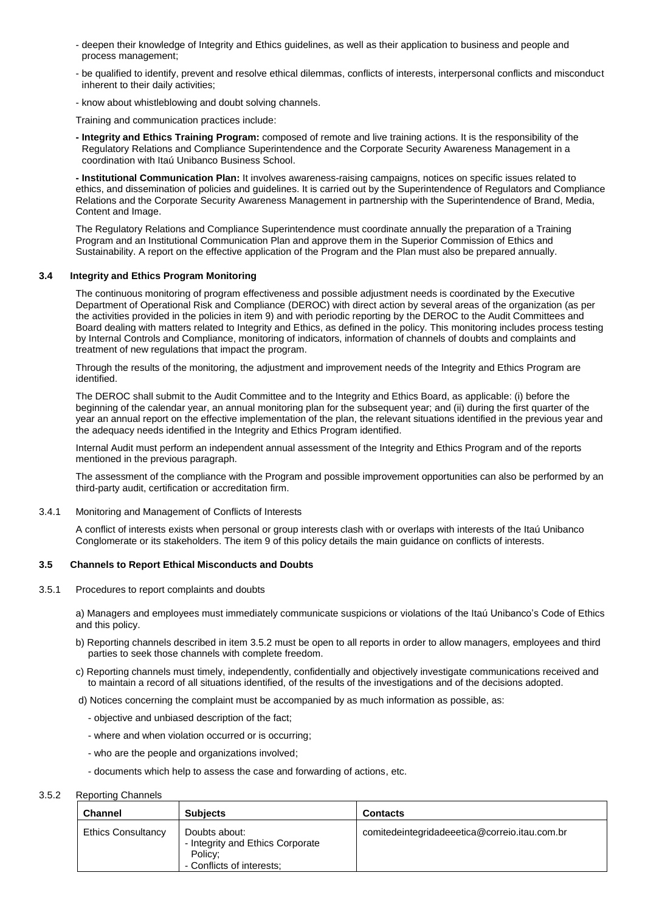- deepen their knowledge of Integrity and Ethics guidelines, as well as their application to business and people and process management;
- be qualified to identify, prevent and resolve ethical dilemmas, conflicts of interests, interpersonal conflicts and misconduct inherent to their daily activities;
- know about whistleblowing and doubt solving channels.

Training and communication practices include:

**- Integrity and Ethics Training Program:** composed of remote and live training actions. It is the responsibility of the Regulatory Relations and Compliance Superintendence and the Corporate Security Awareness Management in a coordination with Itaú Unibanco Business School.

**- Institutional Communication Plan:** It involves awareness-raising campaigns, notices on specific issues related to ethics, and dissemination of policies and guidelines. It is carried out by the Superintendence of Regulators and Compliance Relations and the Corporate Security Awareness Management in partnership with the Superintendence of Brand, Media, Content and Image.

The Regulatory Relations and Compliance Superintendence must coordinate annually the preparation of a Training Program and an Institutional Communication Plan and approve them in the Superior Commission of Ethics and Sustainability. A report on the effective application of the Program and the Plan must also be prepared annually.

### 3.4 Integrity and Ethics Program Monitoring

The continuous monitoring of program effectiveness and possible adjustment needs is coordinated by the Executive Department of Operational Risk and Compliance (DEROC) with direct action by several areas of the organization (as per the activities provided in the policies in item 9) and with periodic reporting by the DEROC to the Audit Committees and Board dealing with matters related to Integrity and Ethics, as defined in the policy. This monitoring includes process testing by Internal Controls and Compliance, monitoring of indicators, information of channels of doubts and complaints and treatment of new regulations that impact the program.

Through the results of the monitoring, the adjustment and improvement needs of the Integrity and Ethics Program are identified.

The DEROC shall submit to the Audit Committee and to the Integrity and Ethics Board, as applicable: (i) before the beginning of the calendar year, an annual monitoring plan for the subsequent year; and (ii) during the first quarter of the year an annual report on the effective implementation of the plan, the relevant situations identified in the previous year and the adequacy needs identified in the Integrity and Ethics Program identified.

Internal Audit must perform an independent annual assessment of the Integrity and Ethics Program and of the reports mentioned in the previous paragraph.

The assessment of the compliance with the Program and possible improvement opportunities can also be performed by an third-party audit, certification or accreditation firm.

3.4.1 Monitoring and Management of Conflicts of Interests

A conflict of interests exists when personal or group interests clash with or overlaps with interests of the Itaú Unibanco Conglomerate or its stakeholders. The item 9 of this policy details the main guidance on conflicts of interests.

### 3.5 Channels to Report Ethical Misconducts and Doubts

3.5.1 Procedures to report complaints and doubts

a) Managers and employees must immediately communicate suspicions or violations of the Itaú Unibanco's Code of Ethics and this policy.

b) Reporting channels described in item 3.5.2 must be open to all reports in order to allow managers, employees and third parties to seek those channels with complete freedom.

c) Reporting channels must timely, independently, confidentially and objectively investigate communications received and to maintain a record of all situations identified, of the results of the investigations and of the decisions adopted.

d) Notices concerning the complaint must be accompanied by as much information as possible, as:

- objective and unbiased description of the fact;
- where and when violation occurred or is occurring;
- who are the people and organizations involved;
- documents which help to assess the case and forwarding of actions, etc.

3.5.2 Reporting Channels

| Channel | Subjects | Contacts |
|---|---|---|
| Ethics Consultancy | Doubts about:<br>- Integrity and Ethics Corporate Policy;<br>- Conflicts of interests; | comitedeintegridadeeetica@correio.itau.com.br |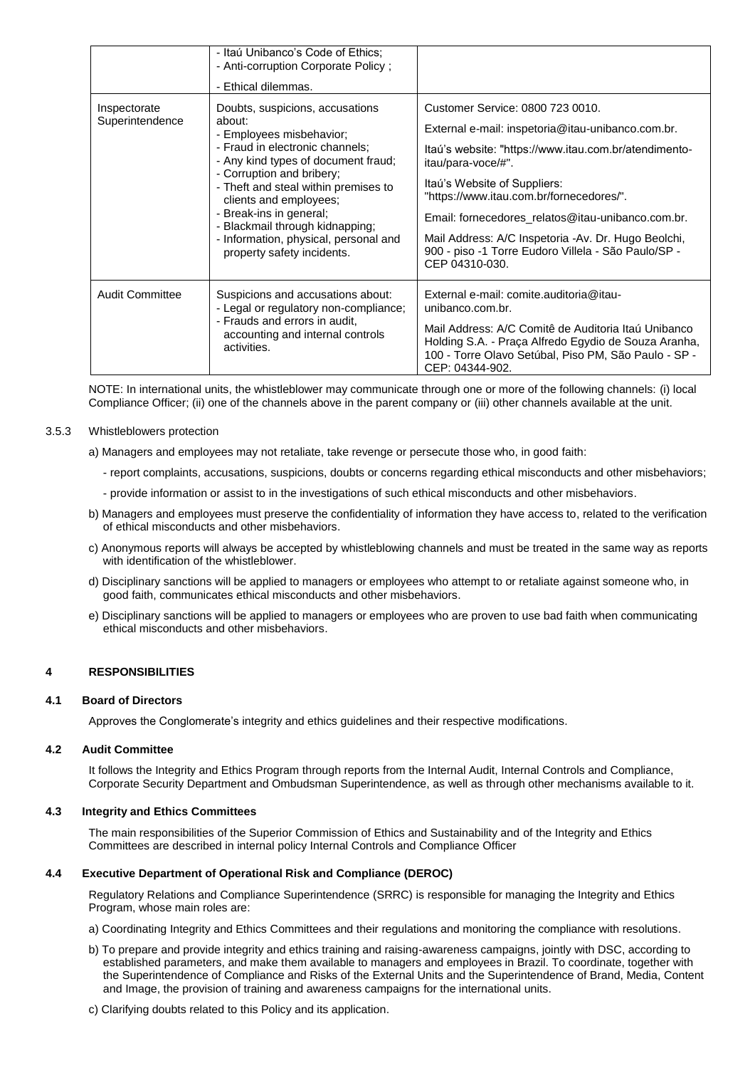| | | |
|---|---|---|
| | - Itaú Unibanco's Code of Ethics;<br>- Anti-corruption Corporate Policy ;<br>- Ethical dilemmas. | |
| Inspectorate Superintendence | Doubts, suspicions, accusations about:<br>- Employees misbehavior;<br>- Fraud in electronic channels;<br>- Any kind types of document fraud;<br>- Corruption and bribery;<br>- Theft and steal within premises to clients and employees;<br>- Break-ins in general;<br>- Blackmail through kidnapping;<br>- Information, physical, personal and property safety incidents. | Customer Service: 0800 723 0010.<br>External e-mail: inspetoria@itau-unibanco.com.br.<br>Itaú's website: "https://www.itau.com.br/atendimento-itau/para-voce/#".<br>Itaú's Website of Suppliers: "https://www.itau.com.br/fornecedores/".<br>Email: fornecedores_relatos@itau-unibanco.com.br.<br>Mail Address: A/C Inspetoria -Av. Dr. Hugo Beolchi, 900 - piso -1 Torre Eudoro Villela - São Paulo/SP - CEP 04310-030. |
| Audit Committee | Suspicions and accusations about:<br>- Legal or regulatory non-compliance;<br>- Frauds and errors in audit, accounting and internal controls activities. | External e-mail: comite.auditoria@itau-unibanco.com.br.<br>Mail Address: A/C Comitê de Auditoria Itaú Unibanco Holding S.A. - Praça Alfredo Egydio de Souza Aranha, 100 - Torre Olavo Setúbal, Piso PM, São Paulo - SP - CEP: 04344-902. |

NOTE: In international units, the whistleblower may communicate through one or more of the following channels: (i) local Compliance Officer; (ii) one of the channels above in the parent company or (iii) other channels available at the unit.

3.5.3 Whistleblowers protection

a) Managers and employees may not retaliate, take revenge or persecute those who, in good faith:

- report complaints, accusations, suspicions, doubts or concerns regarding ethical misconducts and other misbehaviors;
- provide information or assist to in the investigations of such ethical misconducts and other misbehaviors.

b) Managers and employees must preserve the confidentiality of information they have access to, related to the verification of ethical misconducts and other misbehaviors.

c) Anonymous reports will always be accepted by whistleblowing channels and must be treated in the same way as reports with identification of the whistleblower.

d) Disciplinary sanctions will be applied to managers or employees who attempt to or retaliate against someone who, in good faith, communicates ethical misconducts and other misbehaviors.

e) Disciplinary sanctions will be applied to managers or employees who are proven to use bad faith when communicating ethical misconducts and other misbehaviors.

# 4 RESPONSIBILITIES

## 4.1 Board of Directors

Approves the Conglomerate's integrity and ethics guidelines and their respective modifications.

## 4.2 Audit Committee

It follows the Integrity and Ethics Program through reports from the Internal Audit, Internal Controls and Compliance, Corporate Security Department and Ombudsman Superintendence, as well as through other mechanisms available to it.

## 4.3 Integrity and Ethics Committees

The main responsibilities of the Superior Commission of Ethics and Sustainability and of the Integrity and Ethics Committees are described in internal policy Internal Controls and Compliance Officer

## 4.4 Executive Department of Operational Risk and Compliance (DEROC)

Regulatory Relations and Compliance Superintendence (SRRC) is responsible for managing the Integrity and Ethics Program, whose main roles are:

a) Coordinating Integrity and Ethics Committees and their regulations and monitoring the compliance with resolutions.

b) To prepare and provide integrity and ethics training and raising-awareness campaigns, jointly with DSC, according to established parameters, and make them available to managers and employees in Brazil. To coordinate, together with the Superintendence of Compliance and Risks of the External Units and the Superintendence of Brand, Media, Content and Image, the provision of training and awareness campaigns for the international units.

c) Clarifying doubts related to this Policy and its application.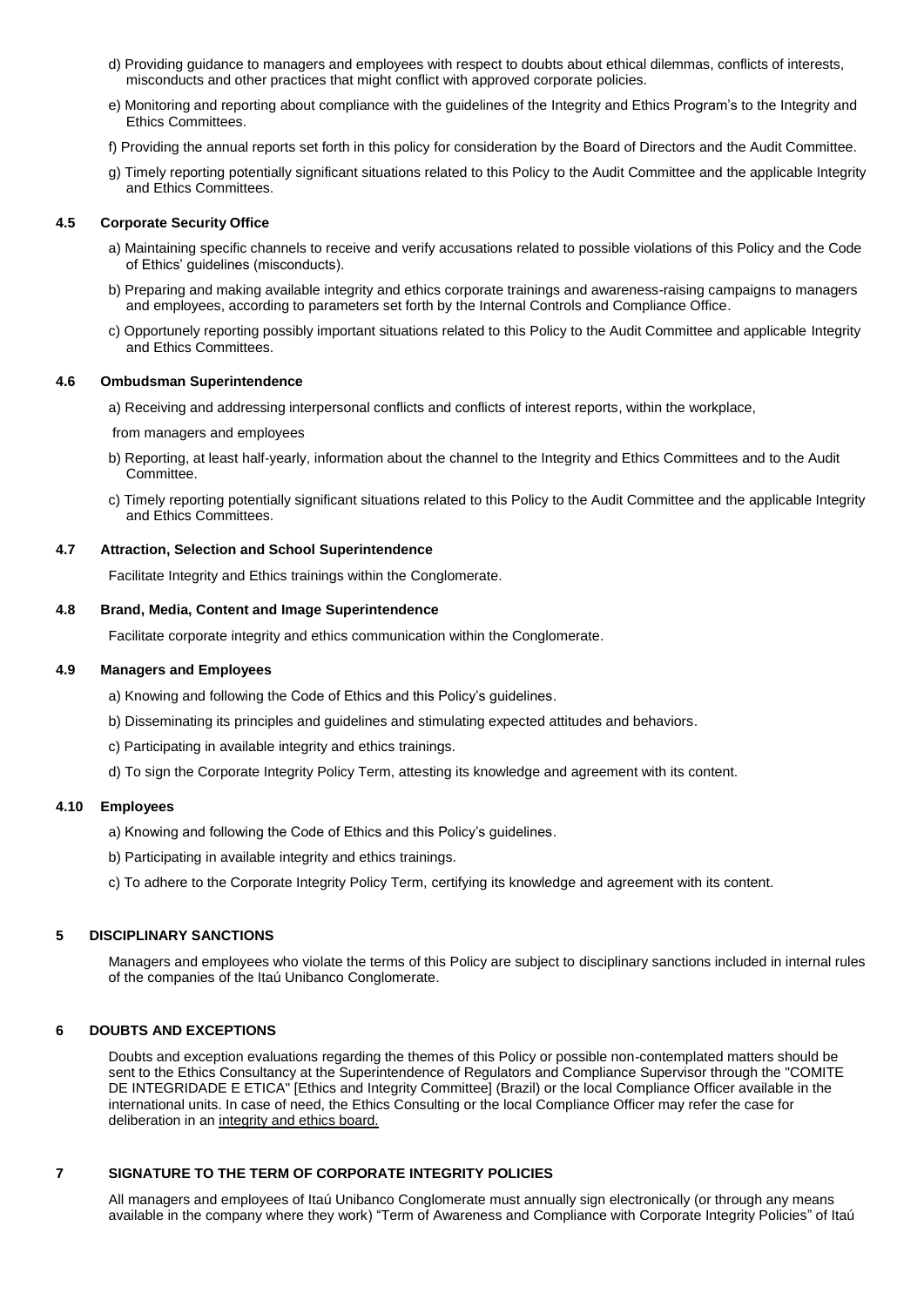d) Providing guidance to managers and employees with respect to doubts about ethical dilemmas, conflicts of interests, misconducts and other practices that might conflict with approved corporate policies.

e) Monitoring and reporting about compliance with the guidelines of the Integrity and Ethics Program's to the Integrity and Ethics Committees.

f) Providing the annual reports set forth in this policy for consideration by the Board of Directors and the Audit Committee.

g) Timely reporting potentially significant situations related to this Policy to the Audit Committee and the applicable Integrity and Ethics Committees.

### 4.5 Corporate Security Office

a) Maintaining specific channels to receive and verify accusations related to possible violations of this Policy and the Code of Ethics' guidelines (misconducts).

b) Preparing and making available integrity and ethics corporate trainings and awareness-raising campaigns to managers and employees, according to parameters set forth by the Internal Controls and Compliance Office.

c) Opportunely reporting possibly important situations related to this Policy to the Audit Committee and applicable Integrity and Ethics Committees.

### 4.6 Ombudsman Superintendence

a) Receiving and addressing interpersonal conflicts and conflicts of interest reports, within the workplace,

from managers and employees

b) Reporting, at least half-yearly, information about the channel to the Integrity and Ethics Committees and to the Audit Committee.

c) Timely reporting potentially significant situations related to this Policy to the Audit Committee and the applicable Integrity and Ethics Committees.

### 4.7 Attraction, Selection and School Superintendence

Facilitate Integrity and Ethics trainings within the Conglomerate.

### 4.8 Brand, Media, Content and Image Superintendence

Facilitate corporate integrity and ethics communication within the Conglomerate.

### 4.9 Managers and Employees

a) Knowing and following the Code of Ethics and this Policy's guidelines.

b) Disseminating its principles and guidelines and stimulating expected attitudes and behaviors.

c) Participating in available integrity and ethics trainings.

d) To sign the Corporate Integrity Policy Term, attesting its knowledge and agreement with its content.

### 4.10 Employees

a) Knowing and following the Code of Ethics and this Policy's guidelines.

b) Participating in available integrity and ethics trainings.

c) To adhere to the Corporate Integrity Policy Term, certifying its knowledge and agreement with its content.

## 5 DISCIPLINARY SANCTIONS

Managers and employees who violate the terms of this Policy are subject to disciplinary sanctions included in internal rules of the companies of the Itaú Unibanco Conglomerate.

## 6 DOUBTS AND EXCEPTIONS

Doubts and exception evaluations regarding the themes of this Policy or possible non-contemplated matters should be sent to the Ethics Consultancy at the Superintendence of Regulators and Compliance Supervisor through the "COMITE DE INTEGRIDADE E ETICA" [Ethics and Integrity Committee] (Brazil) or the local Compliance Officer available in the international units. In case of need, the Ethics Consulting or the local Compliance Officer may refer the case for deliberation in an integrity and ethics board.

## 7 SIGNATURE TO THE TERM OF CORPORATE INTEGRITY POLICIES

All managers and employees of Itaú Unibanco Conglomerate must annually sign electronically (or through any means available in the company where they work) "Term of Awareness and Compliance with Corporate Integrity Policies" of Itaú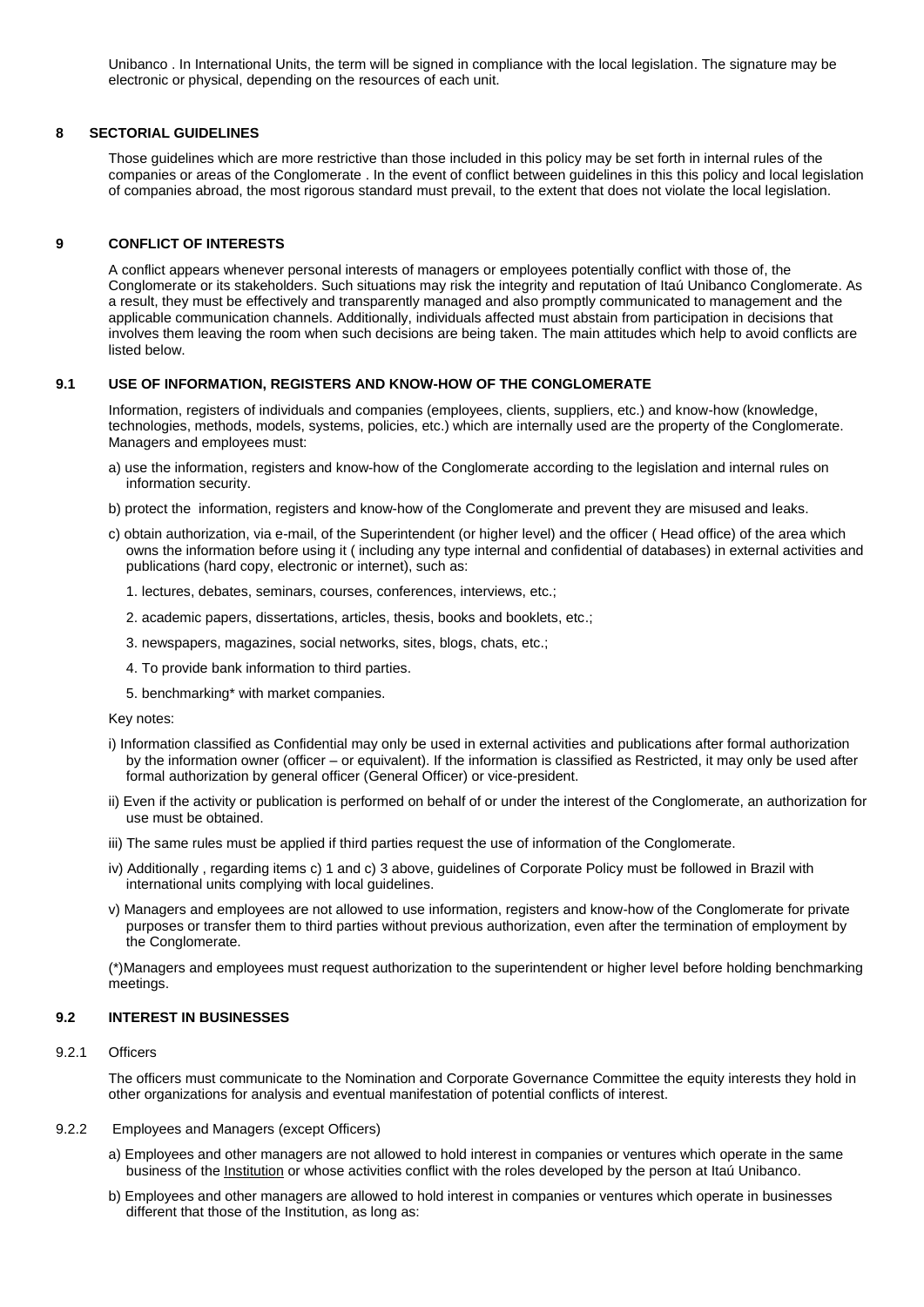Unibanco . In International Units, the term will be signed in compliance with the local legislation. The signature may be electronic or physical, depending on the resources of each unit.

## 8 SECTORIAL GUIDELINES

Those guidelines which are more restrictive than those included in this policy may be set forth in internal rules of the companies or areas of the Conglomerate . In the event of conflict between guidelines in this this policy and local legislation of companies abroad, the most rigorous standard must prevail, to the extent that does not violate the local legislation.

## 9 CONFLICT OF INTERESTS

A conflict appears whenever personal interests of managers or employees potentially conflict with those of, the Conglomerate or its stakeholders. Such situations may risk the integrity and reputation of Itaú Unibanco Conglomerate. As a result, they must be effectively and transparently managed and also promptly communicated to management and the applicable communication channels. Additionally, individuals affected must abstain from participation in decisions that involves them leaving the room when such decisions are being taken. The main attitudes which help to avoid conflicts are listed below.

### 9.1 USE OF INFORMATION, REGISTERS AND KNOW-HOW OF THE CONGLOMERATE

Information, registers of individuals and companies (employees, clients, suppliers, etc.) and know-how (knowledge, technologies, methods, models, systems, policies, etc.) which are internally used are the property of the Conglomerate. Managers and employees must:

a) use the information, registers and know-how of the Conglomerate according to the legislation and internal rules on information security.

b) protect the information, registers and know-how of the Conglomerate and prevent they are misused and leaks.

c) obtain authorization, via e-mail, of the Superintendent (or higher level) and the officer ( Head office) of the area which owns the information before using it ( including any type internal and confidential of databases) in external activities and publications (hard copy, electronic or internet), such as:

1. lectures, debates, seminars, courses, conferences, interviews, etc.;
2. academic papers, dissertations, articles, thesis, books and booklets, etc.;
3. newspapers, magazines, social networks, sites, blogs, chats, etc.;
4. To provide bank information to third parties.
5. benchmarking* with market companies.

Key notes:

i) Information classified as Confidential may only be used in external activities and publications after formal authorization by the information owner (officer – or equivalent). If the information is classified as Restricted, it may only be used after formal authorization by general officer (General Officer) or vice-president.

ii) Even if the activity or publication is performed on behalf of or under the interest of the Conglomerate, an authorization for use must be obtained.

iii) The same rules must be applied if third parties request the use of information of the Conglomerate.

iv) Additionally , regarding items c) 1 and c) 3 above, guidelines of Corporate Policy must be followed in Brazil with international units complying with local guidelines.

v) Managers and employees are not allowed to use information, registers and know-how of the Conglomerate for private purposes or transfer them to third parties without previous authorization, even after the termination of employment by the Conglomerate.

(*)Managers and employees must request authorization to the superintendent or higher level before holding benchmarking meetings.

### 9.2 INTEREST IN BUSINESSES

#### 9.2.1 Officers

The officers must communicate to the Nomination and Corporate Governance Committee the equity interests they hold in other organizations for analysis and eventual manifestation of potential conflicts of interest.

#### 9.2.2 Employees and Managers (except Officers)

a) Employees and other managers are not allowed to hold interest in companies or ventures which operate in the same business of the Institution or whose activities conflict with the roles developed by the person at Itaú Unibanco.

b) Employees and other managers are allowed to hold interest in companies or ventures which operate in businesses different that those of the Institution, as long as: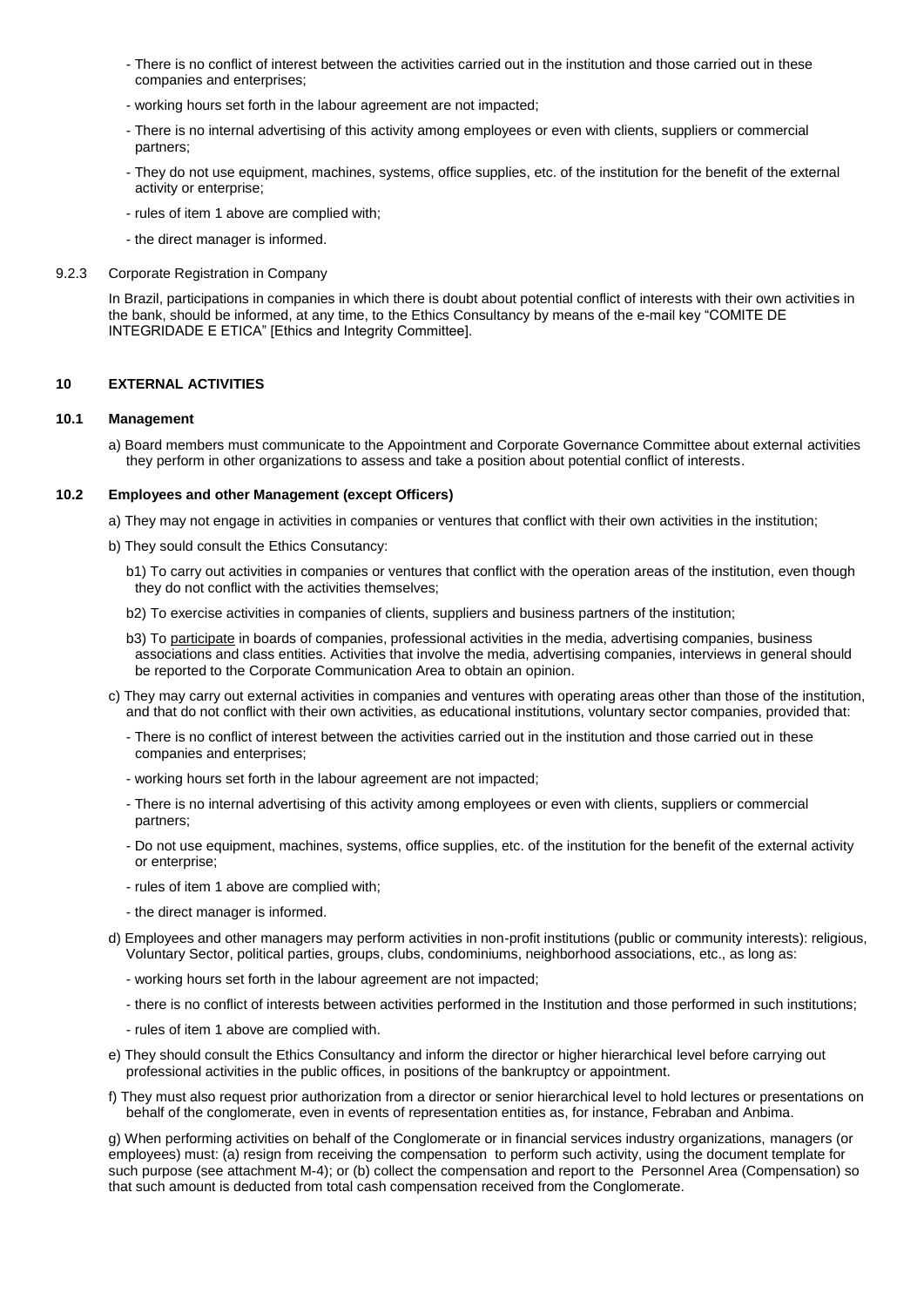- There is no conflict of interest between the activities carried out in the institution and those carried out in these companies and enterprises;
- working hours set forth in the labour agreement are not impacted;
- There is no internal advertising of this activity among employees or even with clients, suppliers or commercial partners;
- They do not use equipment, machines, systems, office supplies, etc. of the institution for the benefit of the external activity or enterprise;
- rules of item 1 above are complied with;
- the direct manager is informed.

9.2.3 Corporate Registration in Company

In Brazil, participations in companies in which there is doubt about potential conflict of interests with their own activities in the bank, should be informed, at any time, to the Ethics Consultancy by means of the e-mail key "COMITE DE INTEGRIDADE E ETICA" [Ethics and Integrity Committee].

## 10 EXTERNAL ACTIVITIES

### 10.1 Management

a) Board members must communicate to the Appointment and Corporate Governance Committee about external activities they perform in other organizations to assess and take a position about potential conflict of interests.

### 10.2 Employees and other Management (except Officers)

a) They may not engage in activities in companies or ventures that conflict with their own activities in the institution;

b) They sould consult the Ethics Consutancy:

b1) To carry out activities in companies or ventures that conflict with the operation areas of the institution, even though they do not conflict with the activities themselves;

b2) To exercise activities in companies of clients, suppliers and business partners of the institution;

b3) To participate in boards of companies, professional activities in the media, advertising companies, business associations and class entities. Activities that involve the media, advertising companies, interviews in general should be reported to the Corporate Communication Area to obtain an opinion.

c) They may carry out external activities in companies and ventures with operating areas other than those of the institution, and that do not conflict with their own activities, as educational institutions, voluntary sector companies, provided that:

- There is no conflict of interest between the activities carried out in the institution and those carried out in these companies and enterprises;
- working hours set forth in the labour agreement are not impacted;
- There is no internal advertising of this activity among employees or even with clients, suppliers or commercial partners;
- Do not use equipment, machines, systems, office supplies, etc. of the institution for the benefit of the external activity or enterprise;
- rules of item 1 above are complied with;
- the direct manager is informed.

d) Employees and other managers may perform activities in non-profit institutions (public or community interests): religious, Voluntary Sector, political parties, groups, clubs, condominiums, neighborhood associations, etc., as long as:

- working hours set forth in the labour agreement are not impacted;
- there is no conflict of interests between activities performed in the Institution and those performed in such institutions;
- rules of item 1 above are complied with.

e) They should consult the Ethics Consultancy and inform the director or higher hierarchical level before carrying out professional activities in the public offices, in positions of the bankruptcy or appointment.

f) They must also request prior authorization from a director or senior hierarchical level to hold lectures or presentations on behalf of the conglomerate, even in events of representation entities as, for instance, Febraban and Anbima.

g) When performing activities on behalf of the Conglomerate or in financial services industry organizations, managers (or employees) must: (a) resign from receiving the compensation to perform such activity, using the document template for such purpose (see attachment M-4); or (b) collect the compensation and report to the Personnel Area (Compensation) so that such amount is deducted from total cash compensation received from the Conglomerate.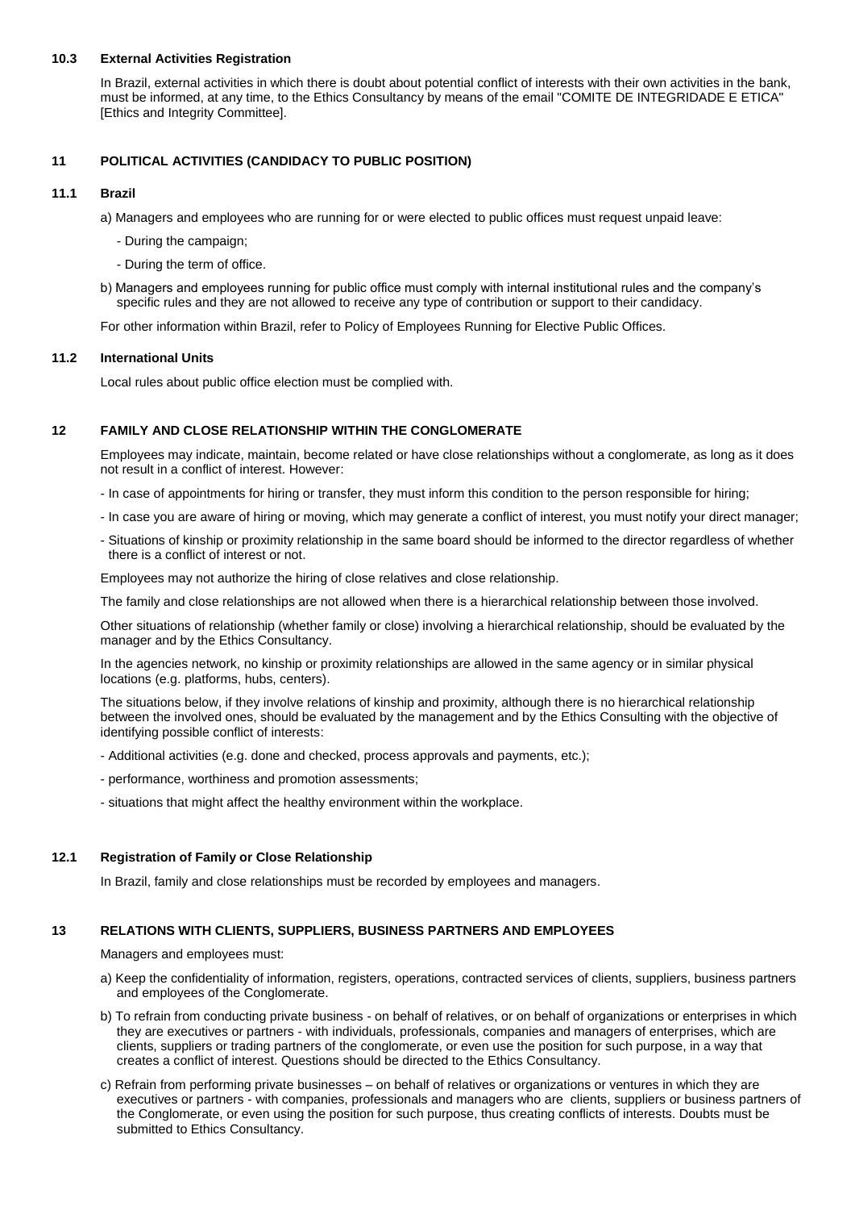### 10.3 External Activities Registration

In Brazil, external activities in which there is doubt about potential conflict of interests with their own activities in the bank, must be informed, at any time, to the Ethics Consultancy by means of the email "COMITE DE INTEGRIDADE E ETICA" [Ethics and Integrity Committee].

## 11 POLITICAL ACTIVITIES (CANDIDACY TO PUBLIC POSITION)

### 11.1 Brazil

a) Managers and employees who are running for or were elected to public offices must request unpaid leave:

- During the campaign;
- During the term of office.

b) Managers and employees running for public office must comply with internal institutional rules and the company's specific rules and they are not allowed to receive any type of contribution or support to their candidacy.

For other information within Brazil, refer to Policy of Employees Running for Elective Public Offices.

### 11.2 International Units

Local rules about public office election must be complied with.

## 12 FAMILY AND CLOSE RELATIONSHIP WITHIN THE CONGLOMERATE

Employees may indicate, maintain, become related or have close relationships without a conglomerate, as long as it does not result in a conflict of interest. However:

- In case of appointments for hiring or transfer, they must inform this condition to the person responsible for hiring;
- In case you are aware of hiring or moving, which may generate a conflict of interest, you must notify your direct manager;
- Situations of kinship or proximity relationship in the same board should be informed to the director regardless of whether there is a conflict of interest or not.

Employees may not authorize the hiring of close relatives and close relationship.

The family and close relationships are not allowed when there is a hierarchical relationship between those involved.

Other situations of relationship (whether family or close) involving a hierarchical relationship, should be evaluated by the manager and by the Ethics Consultancy.

In the agencies network, no kinship or proximity relationships are allowed in the same agency or in similar physical locations (e.g. platforms, hubs, centers).

The situations below, if they involve relations of kinship and proximity, although there is no hierarchical relationship between the involved ones, should be evaluated by the management and by the Ethics Consulting with the objective of identifying possible conflict of interests:

- Additional activities (e.g. done and checked, process approvals and payments, etc.);
- performance, worthiness and promotion assessments;
- situations that might affect the healthy environment within the workplace.

### 12.1 Registration of Family or Close Relationship

In Brazil, family and close relationships must be recorded by employees and managers.

## 13 RELATIONS WITH CLIENTS, SUPPLIERS, BUSINESS PARTNERS AND EMPLOYEES

Managers and employees must:

a) Keep the confidentiality of information, registers, operations, contracted services of clients, suppliers, business partners and employees of the Conglomerate.

b) To refrain from conducting private business - on behalf of relatives, or on behalf of organizations or enterprises in which they are executives or partners - with individuals, professionals, companies and managers of enterprises, which are clients, suppliers or trading partners of the conglomerate, or even use the position for such purpose, in a way that creates a conflict of interest. Questions should be directed to the Ethics Consultancy.

c) Refrain from performing private businesses – on behalf of relatives or organizations or ventures in which they are executives or partners - with companies, professionals and managers who are clients, suppliers or business partners of the Conglomerate, or even using the position for such purpose, thus creating conflicts of interests. Doubts must be submitted to Ethics Consultancy.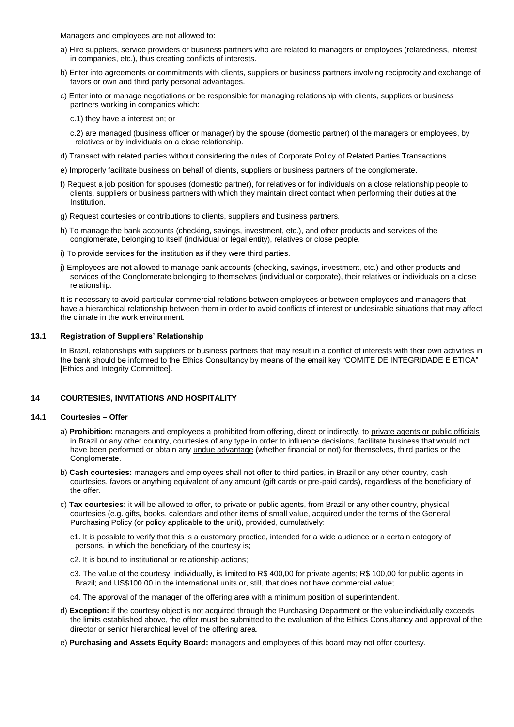Managers and employees are not allowed to:

a) Hire suppliers, service providers or business partners who are related to managers or employees (relatedness, interest in companies, etc.), thus creating conflicts of interests.

b) Enter into agreements or commitments with clients, suppliers or business partners involving reciprocity and exchange of favors or own and third party personal advantages.

c) Enter into or manage negotiations or be responsible for managing relationship with clients, suppliers or business partners working in companies which:

c.1) they have a interest on; or

c.2) are managed (business officer or manager) by the spouse (domestic partner) of the managers or employees, by relatives or by individuals on a close relationship.

d) Transact with related parties without considering the rules of Corporate Policy of Related Parties Transactions.

e) Improperly facilitate business on behalf of clients, suppliers or business partners of the conglomerate.

f) Request a job position for spouses (domestic partner), for relatives or for individuals on a close relationship people to clients, suppliers or business partners with which they maintain direct contact when performing their duties at the Institution.

g) Request courtesies or contributions to clients, suppliers and business partners.

h) To manage the bank accounts (checking, savings, investment, etc.), and other products and services of the conglomerate, belonging to itself (individual or legal entity), relatives or close people.

i) To provide services for the institution as if they were third parties.

j) Employees are not allowed to manage bank accounts (checking, savings, investment, etc.) and other products and services of the Conglomerate belonging to themselves (individual or corporate), their relatives or individuals on a close relationship.

It is necessary to avoid particular commercial relations between employees or between employees and managers that have a hierarchical relationship between them in order to avoid conflicts of interest or undesirable situations that may affect the climate in the work environment.

### 13.1 Registration of Suppliers' Relationship

In Brazil, relationships with suppliers or business partners that may result in a conflict of interests with their own activities in the bank should be informed to the Ethics Consultancy by means of the email key "COMITE DE INTEGRIDADE E ETICA" [Ethics and Integrity Committee].

## 14 COURTESIES, INVITATIONS AND HOSPITALITY

### 14.1 Courtesies – Offer

a) **Prohibition:** managers and employees a prohibited from offering, direct or indirectly, to <u>private agents or public officials</u> in Brazil or any other country, courtesies of any type in order to influence decisions, facilitate business that would not have been performed or obtain any <u>undue advantage</u> (whether financial or not) for themselves, third parties or the Conglomerate.

b) **Cash courtesies:** managers and employees shall not offer to third parties, in Brazil or any other country, cash courtesies, favors or anything equivalent of any amount (gift cards or pre-paid cards), regardless of the beneficiary of the offer.

c) **Tax courtesies:** it will be allowed to offer, to private or public agents, from Brazil or any other country, physical courtesies (e.g. gifts, books, calendars and other items of small value, acquired under the terms of the General Purchasing Policy (or policy applicable to the unit), provided, cumulatively:

c1. It is possible to verify that this is a customary practice, intended for a wide audience or a certain category of persons, in which the beneficiary of the courtesy is;

c2. It is bound to institutional or relationship actions;

c3. The value of the courtesy, individually, is limited to R$ 400,00 for private agents; R$ 100,00 for public agents in Brazil; and US$100.00 in the international units or, still, that does not have commercial value;

c4. The approval of the manager of the offering area with a minimum position of superintendent.

d) **Exception:** if the courtesy object is not acquired through the Purchasing Department or the value individually exceeds the limits established above, the offer must be submitted to the evaluation of the Ethics Consultancy and approval of the director or senior hierarchical level of the offering area.

e) **Purchasing and Assets Equity Board:** managers and employees of this board may not offer courtesy.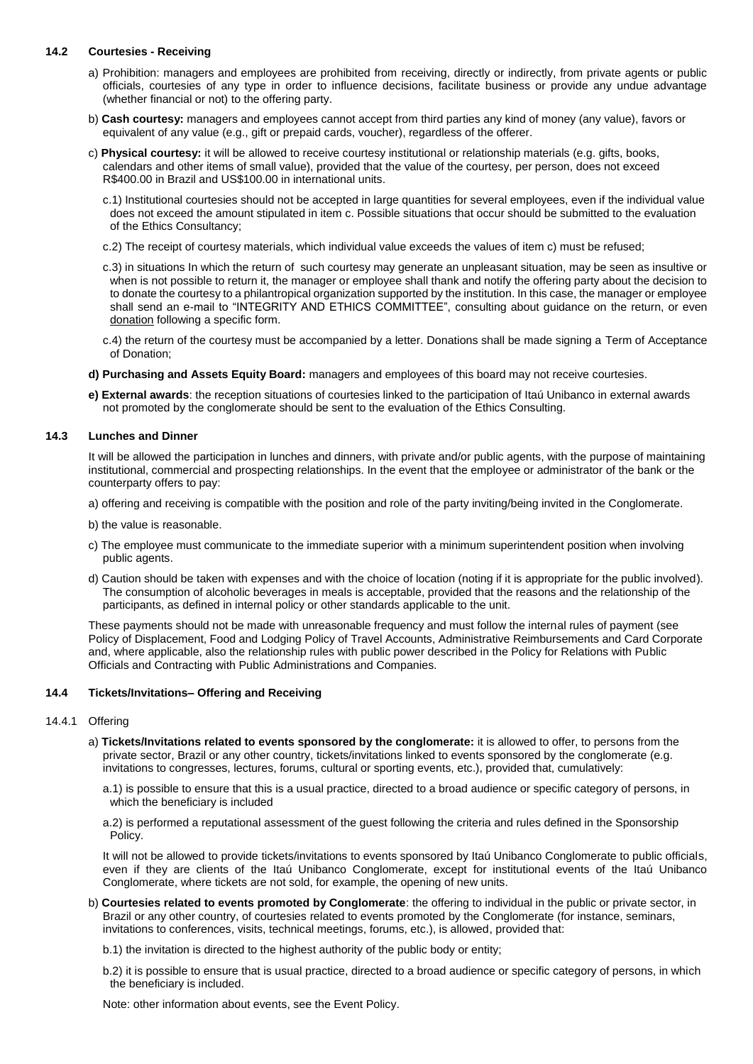### 14.2 Courtesies - Receiving

a) Prohibition: managers and employees are prohibited from receiving, directly or indirectly, from private agents or public officials, courtesies of any type in order to influence decisions, facilitate business or provide any undue advantage (whether financial or not) to the offering party.

b) **Cash courtesy:** managers and employees cannot accept from third parties any kind of money (any value), favors or equivalent of any value (e.g., gift or prepaid cards, voucher), regardless of the offerer.

c) **Physical courtesy:** it will be allowed to receive courtesy institutional or relationship materials (e.g. gifts, books, calendars and other items of small value), provided that the value of the courtesy, per person, does not exceed R$400.00 in Brazil and US$100.00 in international units.

c.1) Institutional courtesies should not be accepted in large quantities for several employees, even if the individual value does not exceed the amount stipulated in item c. Possible situations that occur should be submitted to the evaluation of the Ethics Consultancy;

c.2) The receipt of courtesy materials, which individual value exceeds the values of item c) must be refused;

c.3) in situations In which the return of such courtesy may generate an unpleasant situation, may be seen as insultive or when is not possible to return it, the manager or employee shall thank and notify the offering party about the decision to to donate the courtesy to a philantropical organization supported by the institution. In this case, the manager or employee shall send an e-mail to "INTEGRITY AND ETHICS COMMITTEE", consulting about guidance on the return, or even donation following a specific form.

c.4) the return of the courtesy must be accompanied by a letter. Donations shall be made signing a Term of Acceptance of Donation;

**d) Purchasing and Assets Equity Board:** managers and employees of this board may not receive courtesies.

**e) External awards**: the reception situations of courtesies linked to the participation of Itaú Unibanco in external awards not promoted by the conglomerate should be sent to the evaluation of the Ethics Consulting.

### 14.3 Lunches and Dinner

It will be allowed the participation in lunches and dinners, with private and/or public agents, with the purpose of maintaining institutional, commercial and prospecting relationships. In the event that the employee or administrator of the bank or the counterparty offers to pay:

a) offering and receiving is compatible with the position and role of the party inviting/being invited in the Conglomerate.

b) the value is reasonable.

c) The employee must communicate to the immediate superior with a minimum superintendent position when involving public agents.

d) Caution should be taken with expenses and with the choice of location (noting if it is appropriate for the public involved). The consumption of alcoholic beverages in meals is acceptable, provided that the reasons and the relationship of the participants, as defined in internal policy or other standards applicable to the unit.

These payments should not be made with unreasonable frequency and must follow the internal rules of payment (see Policy of Displacement, Food and Lodging Policy of Travel Accounts, Administrative Reimbursements and Card Corporate and, where applicable, also the relationship rules with public power described in the Policy for Relations with Public Officials and Contracting with Public Administrations and Companies.

### 14.4 Tickets/Invitations– Offering and Receiving

#### 14.4.1 Offering

a) **Tickets/Invitations related to events sponsored by the conglomerate:** it is allowed to offer, to persons from the private sector, Brazil or any other country, tickets/invitations linked to events sponsored by the conglomerate (e.g. invitations to congresses, lectures, forums, cultural or sporting events, etc.), provided that, cumulatively:

a.1) is possible to ensure that this is a usual practice, directed to a broad audience or specific category of persons, in which the beneficiary is included

a.2) is performed a reputational assessment of the guest following the criteria and rules defined in the Sponsorship Policy.

It will not be allowed to provide tickets/invitations to events sponsored by Itaú Unibanco Conglomerate to public officials, even if they are clients of the Itaú Unibanco Conglomerate, except for institutional events of the Itaú Unibanco Conglomerate, where tickets are not sold, for example, the opening of new units.

b) **Courtesies related to events promoted by Conglomerate**: the offering to individual in the public or private sector, in Brazil or any other country, of courtesies related to events promoted by the Conglomerate (for instance, seminars, invitations to conferences, visits, technical meetings, forums, etc.), is allowed, provided that:

b.1) the invitation is directed to the highest authority of the public body or entity;

b.2) it is possible to ensure that is usual practice, directed to a broad audience or specific category of persons, in which the beneficiary is included.

Note: other information about events, see the Event Policy.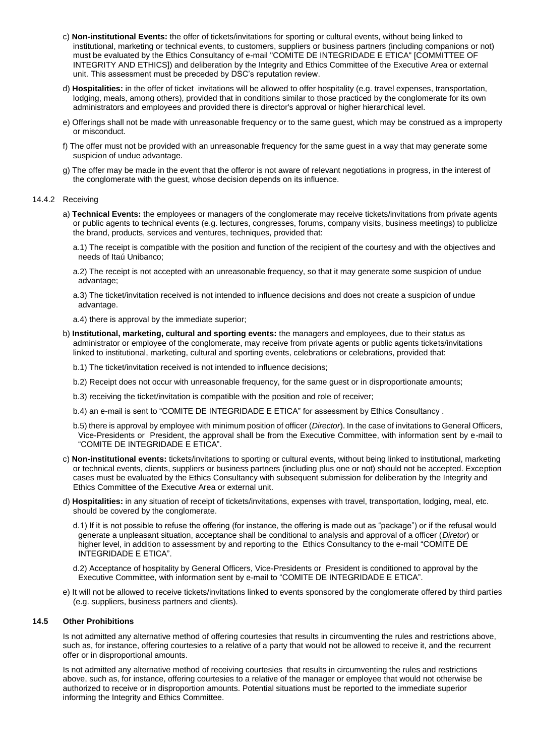c) **Non-institutional Events:** the offer of tickets/invitations for sporting or cultural events, without being linked to institutional, marketing or technical events, to customers, suppliers or business partners (including companions or not) must be evaluated by the Ethics Consultancy of e-mail "COMITE DE INTEGRIDADE E ETICA" [COMMITTEE OF INTEGRITY AND ETHICS]) and deliberation by the Integrity and Ethics Committee of the Executive Area or external unit. This assessment must be preceded by DSC's reputation review.

d) **Hospitalities:** in the offer of ticket invitations will be allowed to offer hospitality (e.g. travel expenses, transportation, lodging, meals, among others), provided that in conditions similar to those practiced by the conglomerate for its own administrators and employees and provided there is director's approval or higher hierarchical level.

e) Offerings shall not be made with unreasonable frequency or to the same guest, which may be construed as a improperty or misconduct.

f) The offer must not be provided with an unreasonable frequency for the same guest in a way that may generate some suspicion of undue advantage.

g) The offer may be made in the event that the offeror is not aware of relevant negotiations in progress, in the interest of the conglomerate with the guest, whose decision depends on its influence.

14.4.2 Receiving

a) **Technical Events:** the employees or managers of the conglomerate may receive tickets/invitations from private agents or public agents to technical events (e.g. lectures, congresses, forums, company visits, business meetings) to publicize the brand, products, services and ventures, techniques, provided that:

a.1) The receipt is compatible with the position and function of the recipient of the courtesy and with the objectives and needs of Itaú Unibanco;

a.2) The receipt is not accepted with an unreasonable frequency, so that it may generate some suspicion of undue advantage;

a.3) The ticket/invitation received is not intended to influence decisions and does not create a suspicion of undue advantage.

a.4) there is approval by the immediate superior;

b) **Institutional, marketing, cultural and sporting events:** the managers and employees, due to their status as administrator or employee of the conglomerate, may receive from private agents or public agents tickets/invitations linked to institutional, marketing, cultural and sporting events, celebrations or celebrations, provided that:

b.1) The ticket/invitation received is not intended to influence decisions;

b.2) Receipt does not occur with unreasonable frequency, for the same guest or in disproportionate amounts;

b.3) receiving the ticket/invitation is compatible with the position and role of receiver;

b.4) an e-mail is sent to "COMITE DE INTEGRIDADE E ETICA" for assessment by Ethics Consultancy .

b.5) there is approval by employee with minimum position of officer (*Director*). In the case of invitations to General Officers, Vice-Presidents or President, the approval shall be from the Executive Committee, with information sent by e-mail to "COMITE DE INTEGRIDADE E ETICA".

c) **Non-institutional events:** tickets/invitations to sporting or cultural events, without being linked to institutional, marketing or technical events, clients, suppliers or business partners (including plus one or not) should not be accepted. Exception cases must be evaluated by the Ethics Consultancy with subsequent submission for deliberation by the Integrity and Ethics Committee of the Executive Area or external unit.

d) **Hospitalities:** in any situation of receipt of tickets/invitations, expenses with travel, transportation, lodging, meal, etc. should be covered by the conglomerate.

d.1) If it is not possible to refuse the offering (for instance, the offering is made out as "package") or if the refusal would generate a unpleasant situation, acceptance shall be conditional to analysis and approval of a officer (***Diretor***) or higher level, in addition to assessment by and reporting to the Ethics Consultancy to the e-mail "COMITE DE INTEGRIDADE E ETICA".

d.2) Acceptance of hospitality by General Officers, Vice-Presidents or President is conditioned to approval by the Executive Committee, with information sent by e-mail to "COMITE DE INTEGRIDADE E ETICA".

e) It will not be allowed to receive tickets/invitations linked to events sponsored by the conglomerate offered by third parties (e.g. suppliers, business partners and clients).

### 14.5 Other Prohibitions

Is not admitted any alternative method of offering courtesies that results in circumventing the rules and restrictions above, such as, for instance, offering courtesies to a relative of a party that would not be allowed to receive it, and the recurrent offer or in disproportional amounts.

Is not admitted any alternative method of receiving courtesies that results in circumventing the rules and restrictions above, such as, for instance, offering courtesies to a relative of the manager or employee that would not otherwise be authorized to receive or in disproportion amounts. Potential situations must be reported to the immediate superior informing the Integrity and Ethics Committee.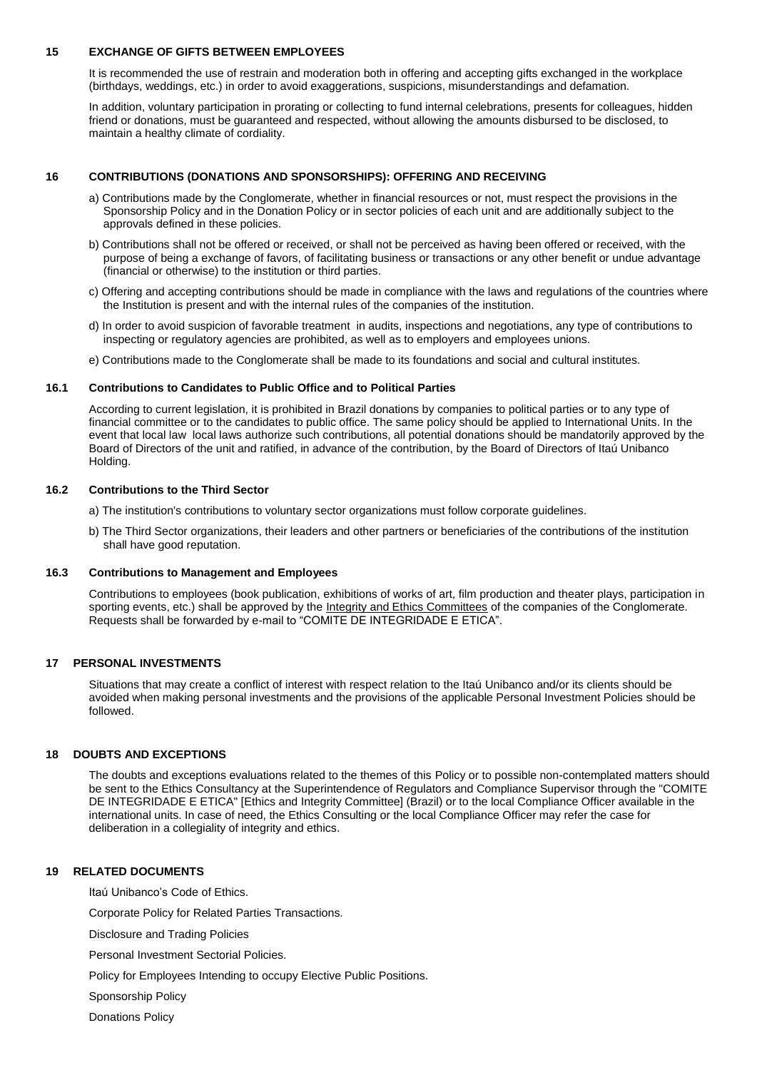## 15 EXCHANGE OF GIFTS BETWEEN EMPLOYEES

It is recommended the use of restrain and moderation both in offering and accepting gifts exchanged in the workplace (birthdays, weddings, etc.) in order to avoid exaggerations, suspicions, misunderstandings and defamation.

In addition, voluntary participation in prorating or collecting to fund internal celebrations, presents for colleagues, hidden friend or donations, must be guaranteed and respected, without allowing the amounts disbursed to be disclosed, to maintain a healthy climate of cordiality.

## 16 CONTRIBUTIONS (DONATIONS AND SPONSORSHIPS): OFFERING AND RECEIVING

a) Contributions made by the Conglomerate, whether in financial resources or not, must respect the provisions in the Sponsorship Policy and in the Donation Policy or in sector policies of each unit and are additionally subject to the approvals defined in these policies.

b) Contributions shall not be offered or received, or shall not be perceived as having been offered or received, with the purpose of being a exchange of favors, of facilitating business or transactions or any other benefit or undue advantage (financial or otherwise) to the institution or third parties.

c) Offering and accepting contributions should be made in compliance with the laws and regulations of the countries where the Institution is present and with the internal rules of the companies of the institution.

d) In order to avoid suspicion of favorable treatment in audits, inspections and negotiations, any type of contributions to inspecting or regulatory agencies are prohibited, as well as to employers and employees unions.

e) Contributions made to the Conglomerate shall be made to its foundations and social and cultural institutes.

### 16.1 Contributions to Candidates to Public Office and to Political Parties

According to current legislation, it is prohibited in Brazil donations by companies to political parties or to any type of financial committee or to the candidates to public office. The same policy should be applied to International Units. In the event that local law local laws authorize such contributions, all potential donations should be mandatorily approved by the Board of Directors of the unit and ratified, in advance of the contribution, by the Board of Directors of Itaú Unibanco Holding.

### 16.2 Contributions to the Third Sector

a) The institution's contributions to voluntary sector organizations must follow corporate guidelines.

b) The Third Sector organizations, their leaders and other partners or beneficiaries of the contributions of the institution shall have good reputation.

### 16.3 Contributions to Management and Employees

Contributions to employees (book publication, exhibitions of works of art, film production and theater plays, participation in sporting events, etc.) shall be approved by the Integrity and Ethics Committees of the companies of the Conglomerate. Requests shall be forwarded by e-mail to "COMITE DE INTEGRIDADE E ETICA".

## 17 PERSONAL INVESTMENTS

Situations that may create a conflict of interest with respect relation to the Itaú Unibanco and/or its clients should be avoided when making personal investments and the provisions of the applicable Personal Investment Policies should be followed.

## 18 DOUBTS AND EXCEPTIONS

The doubts and exceptions evaluations related to the themes of this Policy or to possible non-contemplated matters should be sent to the Ethics Consultancy at the Superintendence of Regulators and Compliance Supervisor through the "COMITE DE INTEGRIDADE E ETICA" [Ethics and Integrity Committee] (Brazil) or to the local Compliance Officer available in the international units. In case of need, the Ethics Consulting or the local Compliance Officer may refer the case for deliberation in a collegiality of integrity and ethics.

## 19 RELATED DOCUMENTS

Itaú Unibanco's Code of Ethics.

Corporate Policy for Related Parties Transactions.

Disclosure and Trading Policies

Personal Investment Sectorial Policies.

Policy for Employees Intending to occupy Elective Public Positions.

Sponsorship Policy

Donations Policy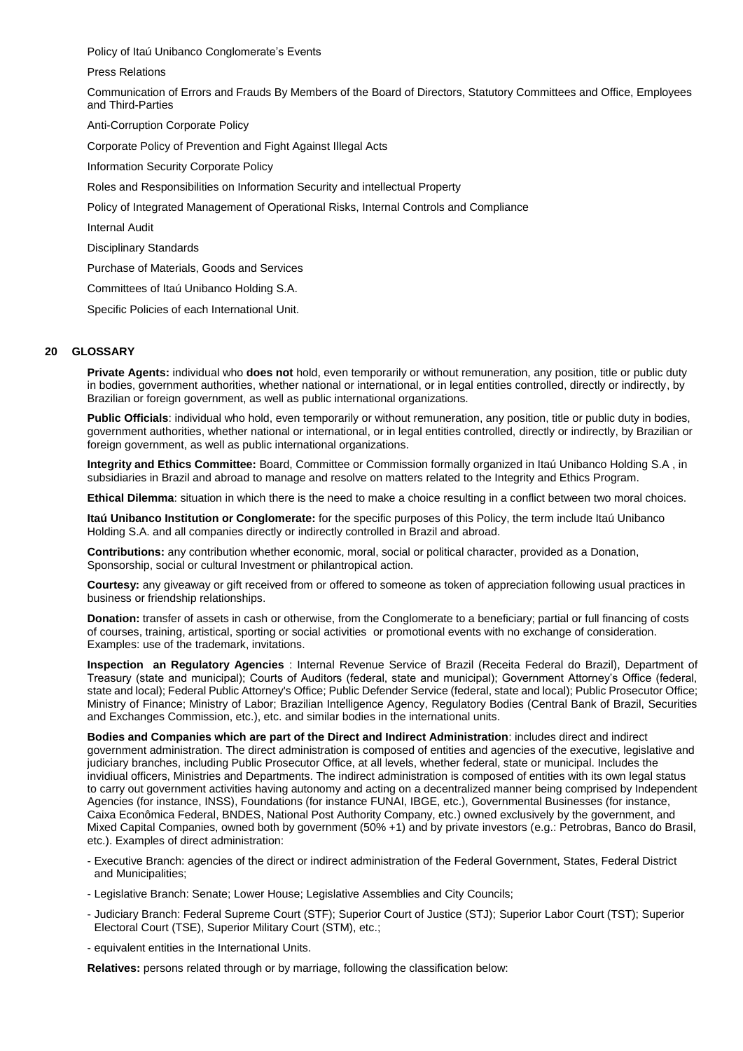Policy of Itaú Unibanco Conglomerate's Events

Press Relations

Communication of Errors and Frauds By Members of the Board of Directors, Statutory Committees and Office, Employees and Third-Parties

Anti-Corruption Corporate Policy

Corporate Policy of Prevention and Fight Against Illegal Acts

Information Security Corporate Policy

Roles and Responsibilities on Information Security and intellectual Property

Policy of Integrated Management of Operational Risks, Internal Controls and Compliance

Internal Audit

Disciplinary Standards

Purchase of Materials, Goods and Services

Committees of Itaú Unibanco Holding S.A.

Specific Policies of each International Unit.

## 20 GLOSSARY

**Private Agents:** individual who **does not** hold, even temporarily or without remuneration, any position, title or public duty in bodies, government authorities, whether national or international, or in legal entities controlled, directly or indirectly, by Brazilian or foreign government, as well as public international organizations.

**Public Officials**: individual who hold, even temporarily or without remuneration, any position, title or public duty in bodies, government authorities, whether national or international, or in legal entities controlled, directly or indirectly, by Brazilian or foreign government, as well as public international organizations.

**Integrity and Ethics Committee:** Board, Committee or Commission formally organized in Itaú Unibanco Holding S.A , in subsidiaries in Brazil and abroad to manage and resolve on matters related to the Integrity and Ethics Program.

**Ethical Dilemma**: situation in which there is the need to make a choice resulting in a conflict between two moral choices.

**Itaú Unibanco Institution or Conglomerate:** for the specific purposes of this Policy, the term include Itaú Unibanco Holding S.A. and all companies directly or indirectly controlled in Brazil and abroad.

**Contributions:** any contribution whether economic, moral, social or political character, provided as a Donation, Sponsorship, social or cultural Investment or philantropical action.

**Courtesy:** any giveaway or gift received from or offered to someone as token of appreciation following usual practices in business or friendship relationships.

**Donation:** transfer of assets in cash or otherwise, from the Conglomerate to a beneficiary; partial or full financing of costs of courses, training, artistical, sporting or social activities or promotional events with no exchange of consideration. Examples: use of the trademark, invitations.

**Inspection an Regulatory Agencies** : Internal Revenue Service of Brazil (Receita Federal do Brazil), Department of Treasury (state and municipal); Courts of Auditors (federal, state and municipal); Government Attorney's Office (federal, state and local); Federal Public Attorney's Office; Public Defender Service (federal, state and local); Public Prosecutor Office; Ministry of Finance; Ministry of Labor; Brazilian Intelligence Agency, Regulatory Bodies (Central Bank of Brazil, Securities and Exchanges Commission, etc.), etc. and similar bodies in the international units.

**Bodies and Companies which are part of the Direct and Indirect Administration**: includes direct and indirect government administration. The direct administration is composed of entities and agencies of the executive, legislative and judiciary branches, including Public Prosecutor Office, at all levels, whether federal, state or municipal. Includes the invidiual officers, Ministries and Departments. The indirect administration is composed of entities with its own legal status to carry out government activities having autonomy and acting on a decentralized manner being comprised by Independent Agencies (for instance, INSS), Foundations (for instance FUNAI, IBGE, etc.), Governmental Businesses (for instance, Caixa Econômica Federal, BNDES, National Post Authority Company, etc.) owned exclusively by the government, and Mixed Capital Companies, owned both by government (50% +1) and by private investors (e.g.: Petrobras, Banco do Brasil, etc.). Examples of direct administration:

- Executive Branch: agencies of the direct or indirect administration of the Federal Government, States, Federal District and Municipalities;
- Legislative Branch: Senate; Lower House; Legislative Assemblies and City Councils;
- Judiciary Branch: Federal Supreme Court (STF); Superior Court of Justice (STJ); Superior Labor Court (TST); Superior Electoral Court (TSE), Superior Military Court (STM), etc.;
- equivalent entities in the International Units.

**Relatives:** persons related through or by marriage, following the classification below: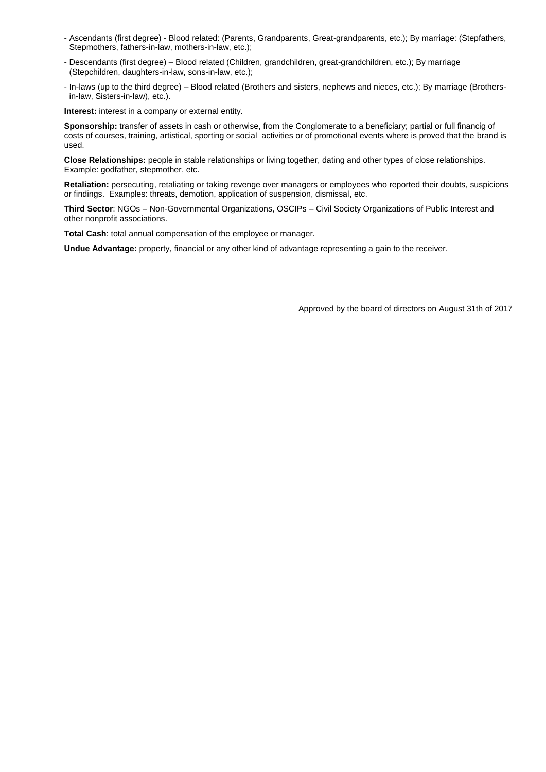- Ascendants (first degree) - Blood related: (Parents, Grandparents, Great-grandparents, etc.); By marriage: (Stepfathers, Stepmothers, fathers-in-law, mothers-in-law, etc.);
- Descendants (first degree) – Blood related (Children, grandchildren, great-grandchildren, etc.); By marriage (Stepchildren, daughters-in-law, sons-in-law, etc.);
- In-laws (up to the third degree) – Blood related (Brothers and sisters, nephews and nieces, etc.); By marriage (Brothers-in-law, Sisters-in-law), etc.).

**Interest:** interest in a company or external entity.

**Sponsorship:** transfer of assets in cash or otherwise, from the Conglomerate to a beneficiary; partial or full financig of costs of courses, training, artistical, sporting or social activities or of promotional events where is proved that the brand is used.

**Close Relationships:** people in stable relationships or living together, dating and other types of close relationships. Example: godfather, stepmother, etc.

**Retaliation:** persecuting, retaliating or taking revenge over managers or employees who reported their doubts, suspicions or findings. Examples: threats, demotion, application of suspension, dismissal, etc.

**Third Sector**: NGOs – Non-Governmental Organizations, OSCIPs – Civil Society Organizations of Public Interest and other nonprofit associations.

**Total Cash**: total annual compensation of the employee or manager.

**Undue Advantage:** property, financial or any other kind of advantage representing a gain to the receiver.

Approved by the board of directors on August 31th of 2017